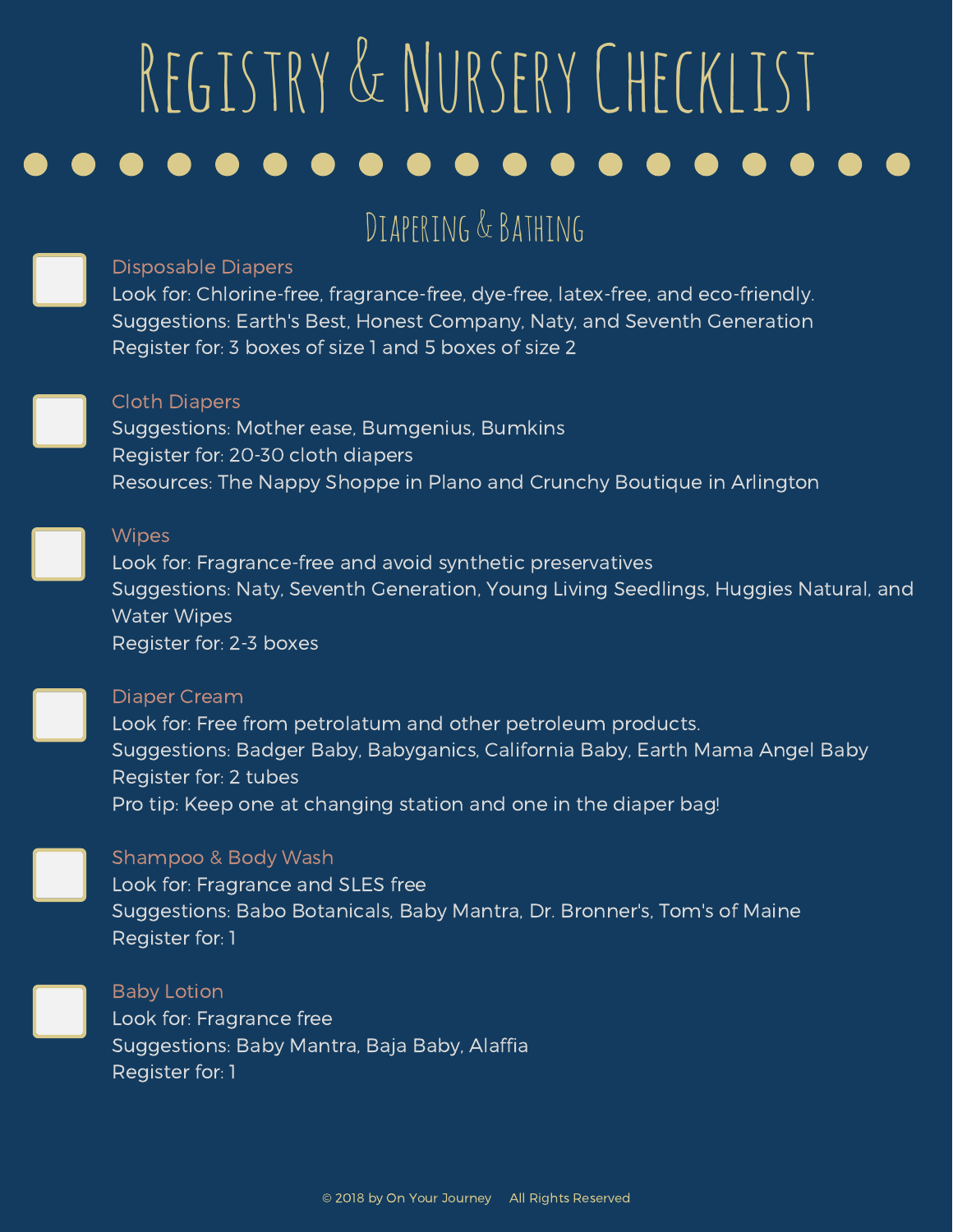# Registry & Nursery Checklist

## Diapering & Bathing

- [ ] **Disposable Diapers**
  Look for: Chlorine-free, fragrance-free, dye-free, latex-free, and eco-friendly.
  Suggestions: Earth's Best, Honest Company, Naty, and Seventh Generation
  Register for: 3 boxes of size 1 and 5 boxes of size 2

- [ ] **Cloth Diapers**
  Suggestions: Mother ease, Bumgenius, Bumkins
  Register for: 20-30 cloth diapers
  Resources: The Nappy Shoppe in Plano and Crunchy Boutique in Arlington

- [ ] **Wipes**
  Look for: Fragrance-free and avoid synthetic preservatives
  Suggestions: Naty, Seventh Generation, Young Living Seedlings, Huggies Natural, and Water Wipes
  Register for: 2-3 boxes

- [ ] **Diaper Cream**
  Look for: Free from petrolatum and other petroleum products.
  Suggestions: Badger Baby, Babyganics, California Baby, Earth Mama Angel Baby
  Register for: 2 tubes
  Pro tip: Keep one at changing station and one in the diaper bag!

- [ ] **Shampoo & Body Wash**
  Look for: Fragrance and SLES free
  Suggestions: Babo Botanicals, Baby Mantra, Dr. Bronner's, Tom's of Maine
  Register for: 1

- [ ] **Baby Lotion**
  Look for: Fragrance free
  Suggestions: Baby Mantra, Baja Baby, Alaffia
  Register for: 1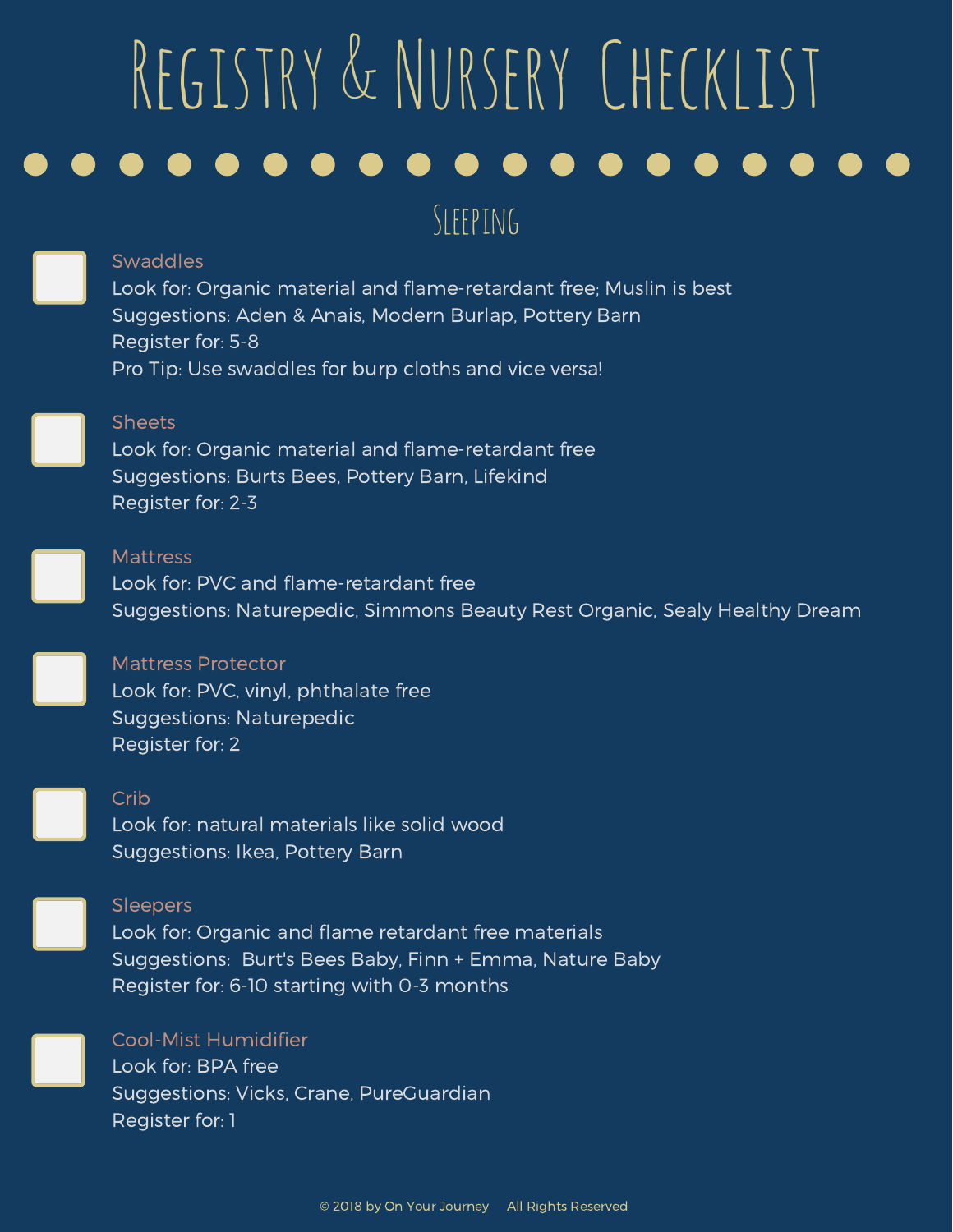# Registry & Nursery Checklist

## Sleeping

- [ ] **Swaddles**
  Look for: Organic material and flame-retardant free; Muslin is best
  Suggestions: Aden & Anais, Modern Burlap, Pottery Barn
  Register for: 5-8
  Pro Tip: Use swaddles for burp cloths and vice versa!

- [ ] **Sheets**
  Look for: Organic material and flame-retardant free
  Suggestions: Burts Bees, Pottery Barn, Lifekind
  Register for: 2-3

- [ ] **Mattress**
  Look for: PVC and flame-retardant free
  Suggestions: Naturepedic, Simmons Beauty Rest Organic, Sealy Healthy Dream

- [ ] **Mattress Protector**
  Look for: PVC, vinyl, phthalate free
  Suggestions: Naturepedic
  Register for: 2

- [ ] **Crib**
  Look for: natural materials like solid wood
  Suggestions: Ikea, Pottery Barn

- [ ] **Sleepers**
  Look for: Organic and flame retardant free materials
  Suggestions: Burt's Bees Baby, Finn + Emma, Nature Baby
  Register for: 6-10 starting with 0-3 months

- [ ] **Cool-Mist Humidifier**
  Look for: BPA free
  Suggestions: Vicks, Crane, PureGuardian
  Register for: 1

© 2018 by On Your Journey All Rights Reserved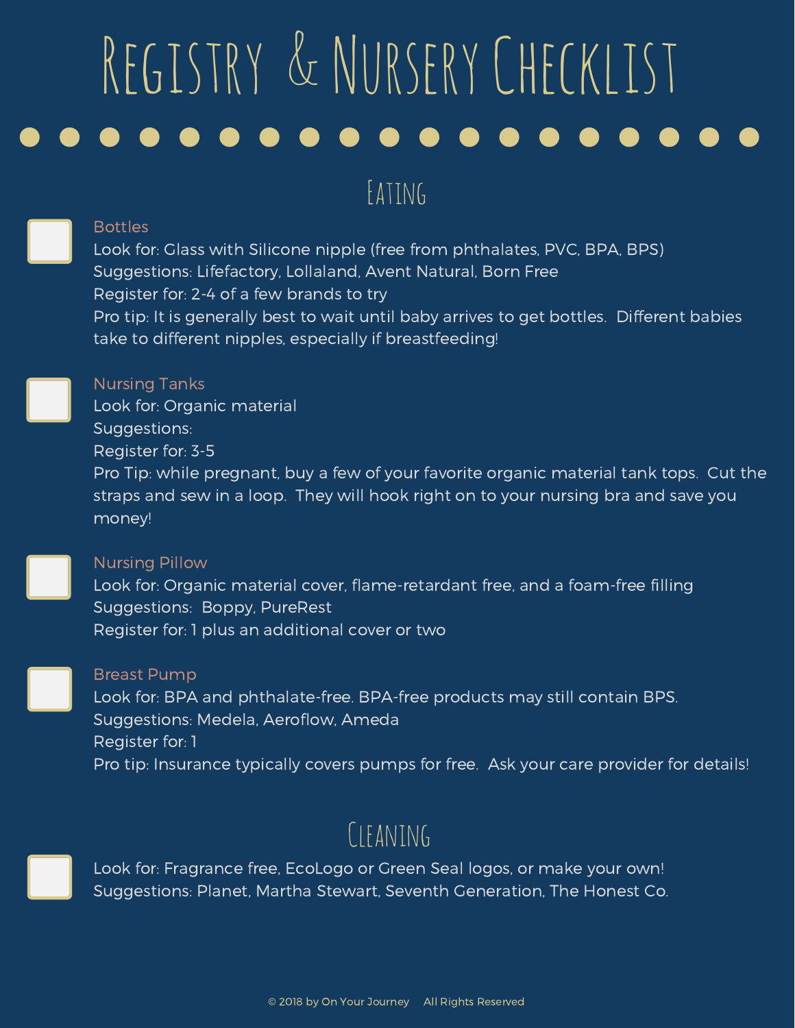# Registry & Nursery Checklist

## Eating

- [ ] **Bottles**
  Look for: Glass with Silicone nipple (free from phthalates, PVC, BPA, BPS)
  Suggestions: Lifefactory, Lollaland, Avent Natural, Born Free
  Register for: 2-4 of a few brands to try
  Pro tip: It is generally best to wait until baby arrives to get bottles. Different babies take to different nipples, especially if breastfeeding!

- [ ] **Nursing Tanks**
  Look for: Organic material
  Suggestions:
  Register for: 3-5
  Pro Tip: while pregnant, buy a few of your favorite organic material tank tops. Cut the straps and sew in a loop. They will hook right on to your nursing bra and save you money!

- [ ] **Nursing Pillow**
  Look for: Organic material cover, flame-retardant free, and a foam-free filling
  Suggestions: Boppy, PureRest
  Register for: 1 plus an additional cover or two

- [ ] **Breast Pump**
  Look for: BPA and phthalate-free. BPA-free products may still contain BPS.
  Suggestions: Medela, Aeroflow, Ameda
  Register for: 1
  Pro tip: Insurance typically covers pumps for free. Ask your care provider for details!

## Cleaning

- [ ] Look for: Fragrance free, EcoLogo or Green Seal logos, or make your own!
  Suggestions: Planet, Martha Stewart, Seventh Generation, The Honest Co.

© 2018 by On Your Journey All Rights Reserved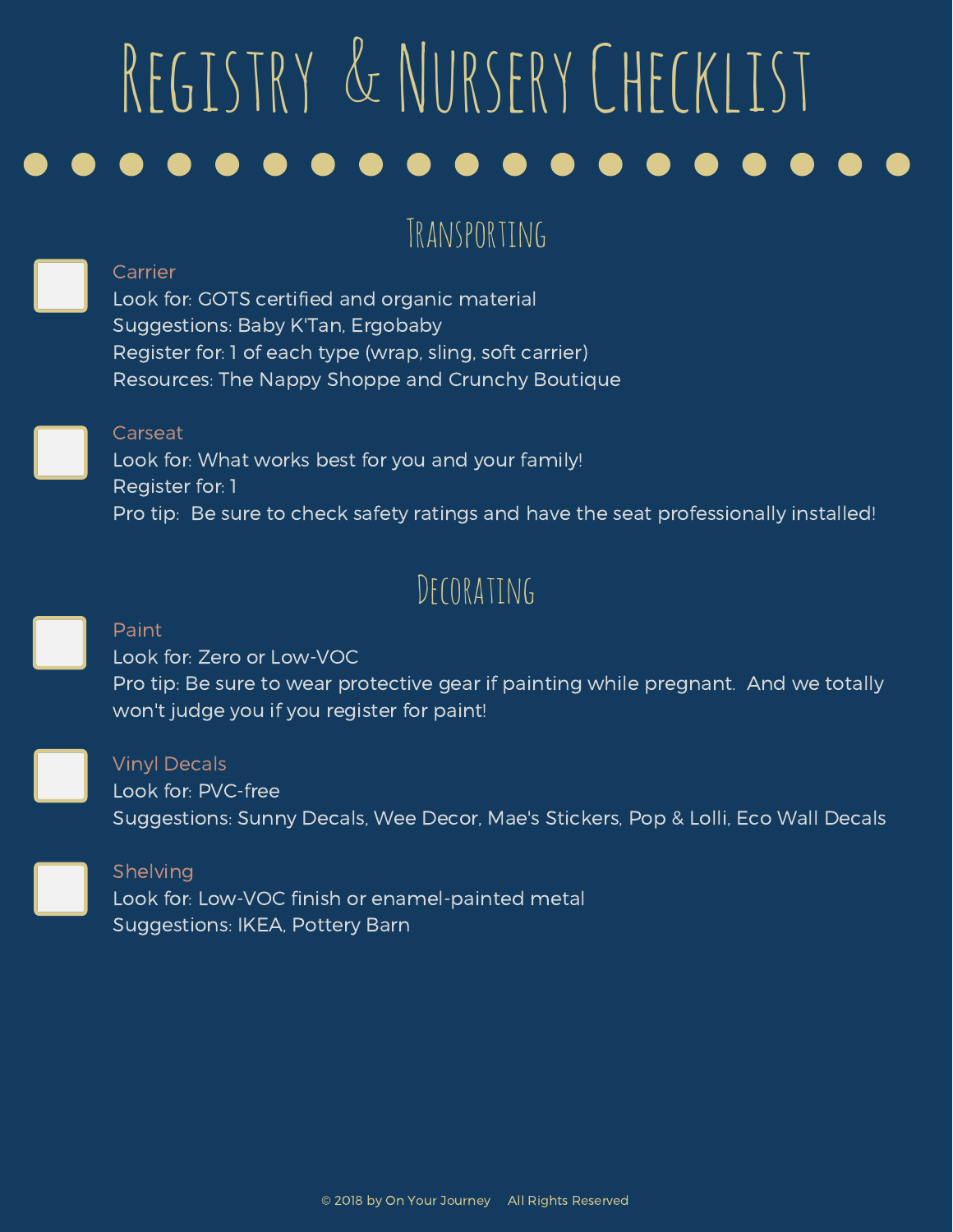# Registry & Nursery Checklist

## Transporting

- [ ] **Carrier**
  Look for: GOTS certified and organic material
  Suggestions: Baby K'Tan, Ergobaby
  Register for: 1 of each type (wrap, sling, soft carrier)
  Resources: The Nappy Shoppe and Crunchy Boutique

- [ ] **Carseat**
  Look for: What works best for you and your family!
  Register for: 1
  Pro tip: Be sure to check safety ratings and have the seat professionally installed!

## Decorating

- [ ] **Paint**
  Look for: Zero or Low-VOC
  Pro tip: Be sure to wear protective gear if painting while pregnant. And we totally won't judge you if you register for paint!

- [ ] **Vinyl Decals**
  Look for: PVC-free
  Suggestions: Sunny Decals, Wee Decor, Mae's Stickers, Pop & Lolli, Eco Wall Decals

- [ ] **Shelving**
  Look for: Low-VOC finish or enamel-painted metal
  Suggestions: IKEA, Pottery Barn

© 2018 by On Your Journey All Rights Reserved